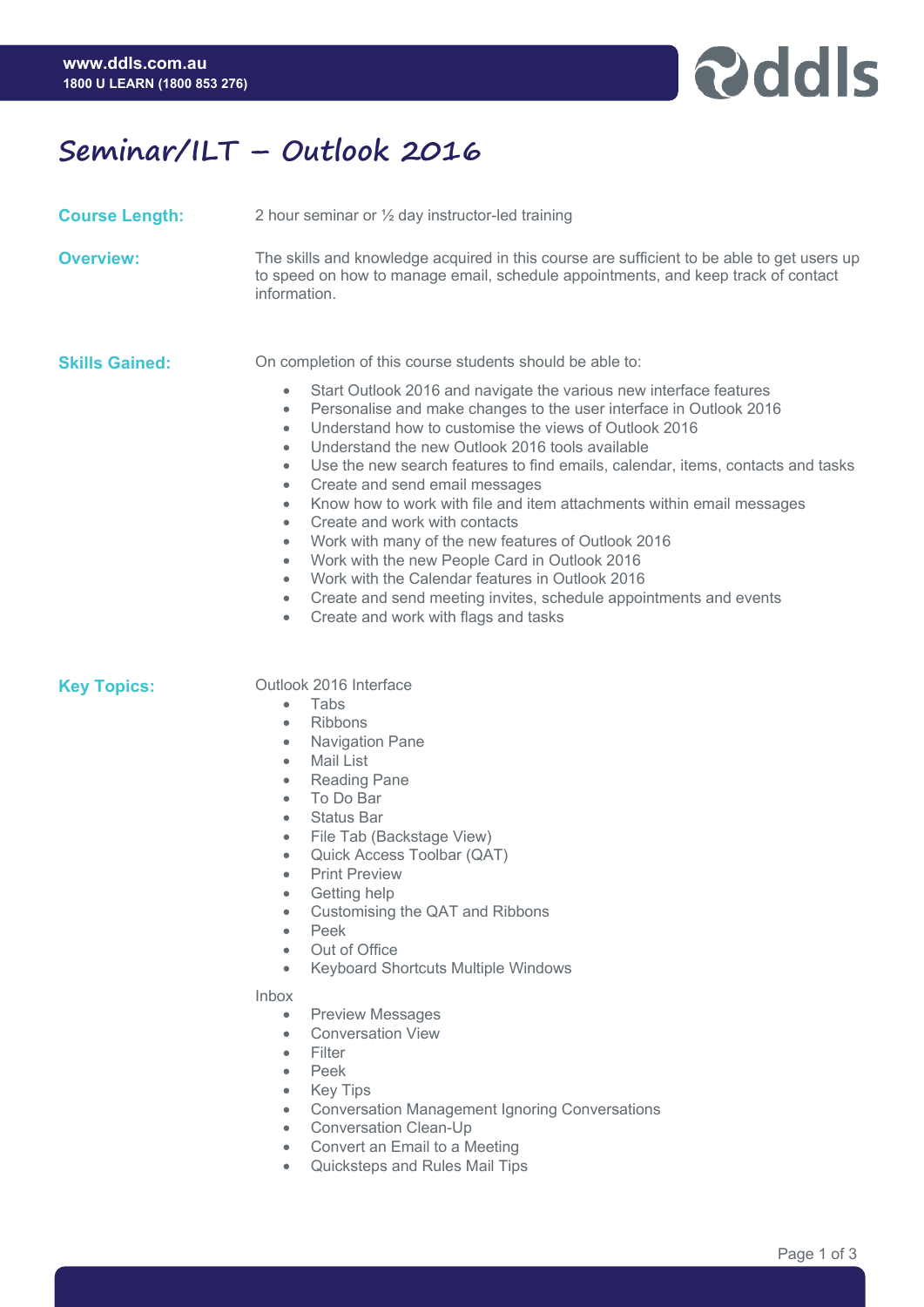# Seminar/ILT – Outlook 2016

**Course Length:** 2 hour seminar or ½ day instructor-led training

**Overview:** The skills and knowledge acquired in this course are sufficient to be able to get users up to speed on how to manage email, schedule appointments, and keep track of contact information.

**Skills Gained:** On completion of this course students should be able to:

- Start Outlook 2016 and navigate the various new interface features
- Personalise and make changes to the user interface in Outlook 2016
- Understand how to customise the views of Outlook 2016
- Understand the new Outlook 2016 tools available
- Use the new search features to find emails, calendar, items, contacts and tasks
- Create and send email messages
- Know how to work with file and item attachments within email messages
- Create and work with contacts
- Work with many of the new features of Outlook 2016
- Work with the new People Card in Outlook 2016
- Work with the Calendar features in Outlook 2016
- Create and send meeting invites, schedule appointments and events
- Create and work with flags and tasks

**Key Topics:**

Outlook 2016 Interface

- Tabs
- Ribbons
- Navigation Pane
- Mail List
- Reading Pane
- To Do Bar
- Status Bar
- File Tab (Backstage View)
- Quick Access Toolbar (QAT)
- Print Preview
- Getting help
- Customising the QAT and Ribbons
- Peek
- Out of Office
- Keyboard Shortcuts Multiple Windows

Inbox

- Preview Messages
- Conversation View
- Filter
- Peek
- Key Tips
- Conversation Management Ignoring Conversations
- Conversation Clean-Up
- Convert an Email to a Meeting
- Quicksteps and Rules Mail Tips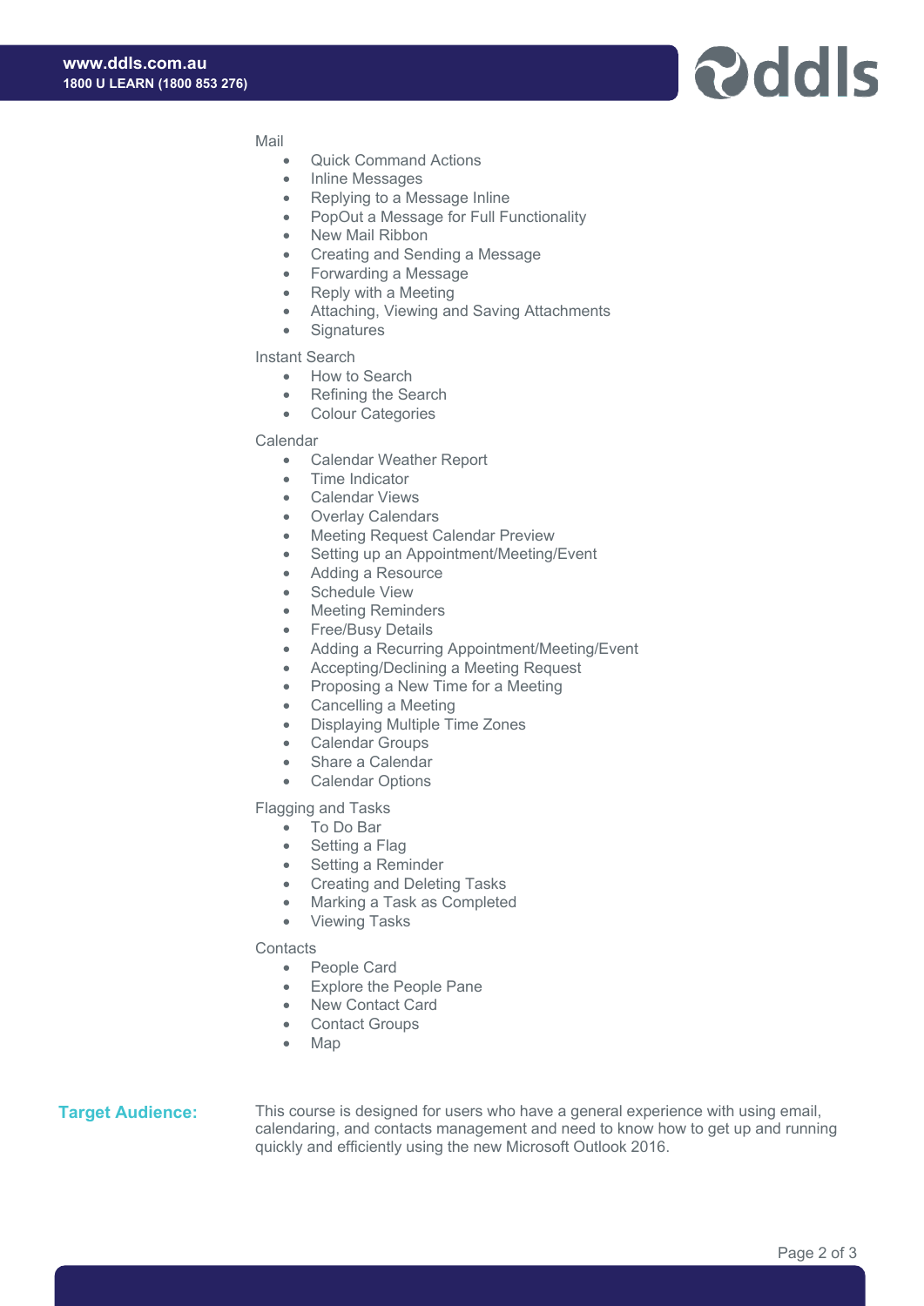Mail

- Quick Command Actions
- Inline Messages
- Replying to a Message Inline
- PopOut a Message for Full Functionality
- New Mail Ribbon
- Creating and Sending a Message
- Forwarding a Message
- Reply with a Meeting
- Attaching, Viewing and Saving Attachments
- Signatures

Instant Search

- How to Search
- Refining the Search
- Colour Categories

Calendar

- Calendar Weather Report
- Time Indicator
- Calendar Views
- Overlay Calendars
- Meeting Request Calendar Preview
- Setting up an Appointment/Meeting/Event
- Adding a Resource
- Schedule View
- Meeting Reminders
- Free/Busy Details
- Adding a Recurring Appointment/Meeting/Event
- Accepting/Declining a Meeting Request
- Proposing a New Time for a Meeting
- Cancelling a Meeting
- Displaying Multiple Time Zones
- Calendar Groups
- Share a Calendar
- Calendar Options

Flagging and Tasks

- To Do Bar
- Setting a Flag
- Setting a Reminder
- Creating and Deleting Tasks
- Marking a Task as Completed
- Viewing Tasks

Contacts

- People Card
- Explore the People Pane
- New Contact Card
- Contact Groups
- Map

**Target Audience:**

This course is designed for users who have a general experience with using email, calendaring, and contacts management and need to know how to get up and running quickly and efficiently using the new Microsoft Outlook 2016.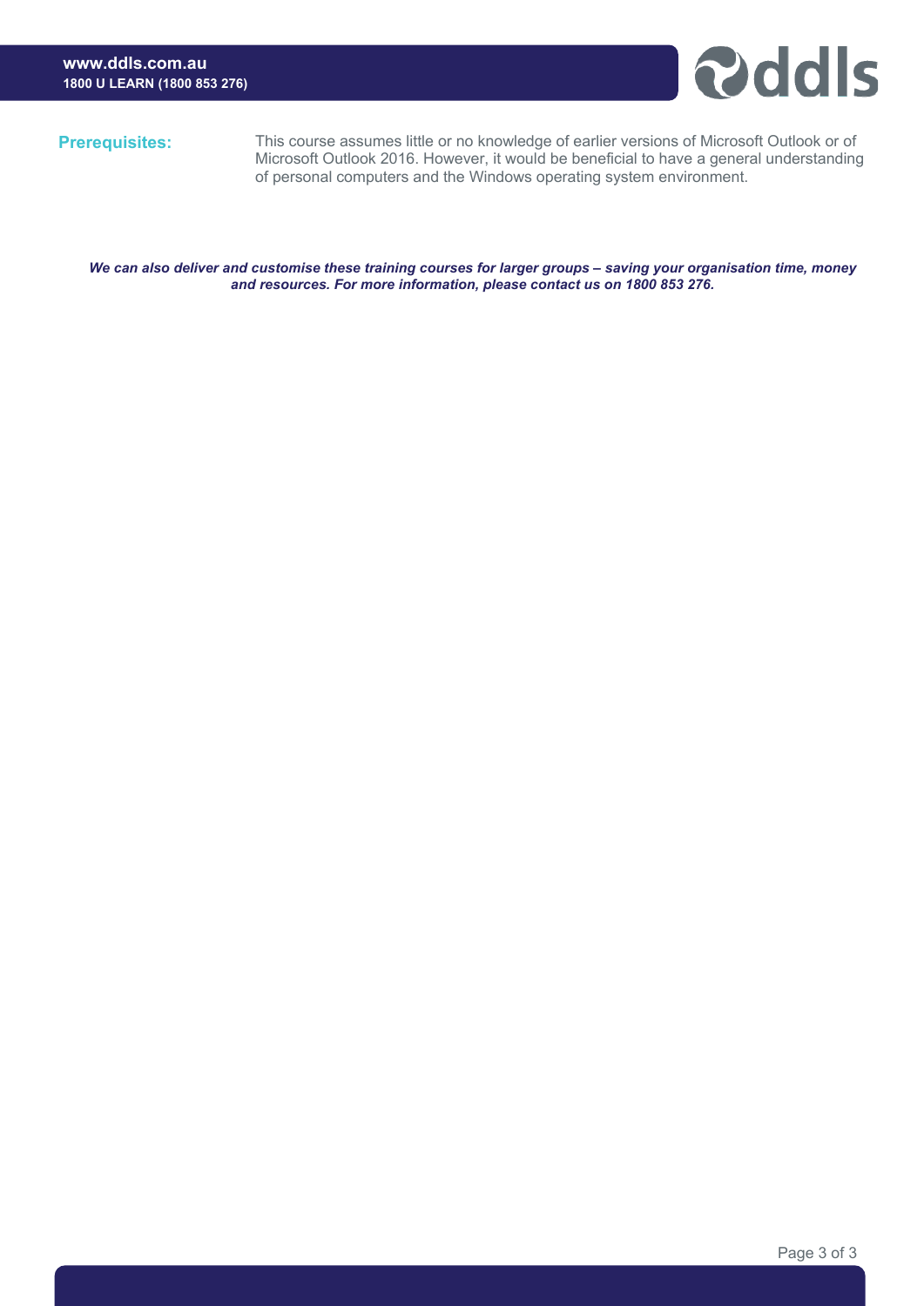**Prerequisites:**

This course assumes little or no knowledge of earlier versions of Microsoft Outlook or of Microsoft Outlook 2016. However, it would be beneficial to have a general understanding of personal computers and the Windows operating system environment.

***We can also deliver and customise these training courses for larger groups – saving your organisation time, money and resources. For more information, please contact us on 1800 853 276.***